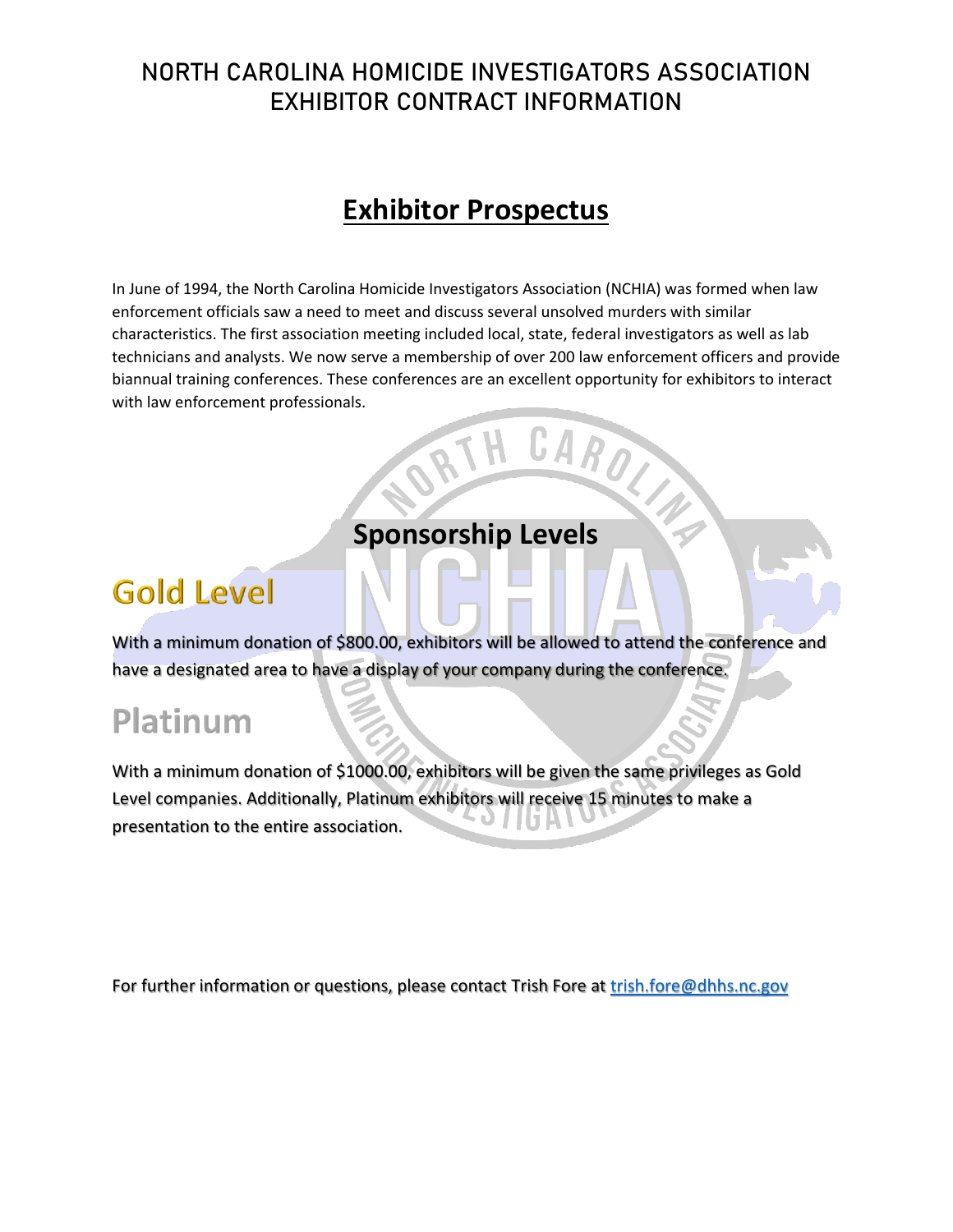# NORTH CAROLINA HOMICIDE INVESTIGATORS ASSOCIATION EXHIBITOR CONTRACT INFORMATION

## Exhibitor Prospectus

In June of 1994, the North Carolina Homicide Investigators Association (NCHIA) was formed when law enforcement officials saw a need to meet and discuss several unsolved murders with similar characteristics. The first association meeting included local, state, federal investigators as well as lab technicians and analysts. We now serve a membership of over 200 law enforcement officers and provide biannual training conferences. These conferences are an excellent opportunity for exhibitors to interact with law enforcement professionals.

## Sponsorship Levels

### Gold Level

With a minimum donation of $800.00, exhibitors will be allowed to attend the conference and have a designated area to have a display of your company during the conference.

### Platinum

With a minimum donation of $1000.00, exhibitors will be given the same privileges as Gold Level companies. Additionally, Platinum exhibitors will receive 15 minutes to make a presentation to the entire association.

For further information or questions, please contact Trish Fore at trish.fore@dhhs.nc.gov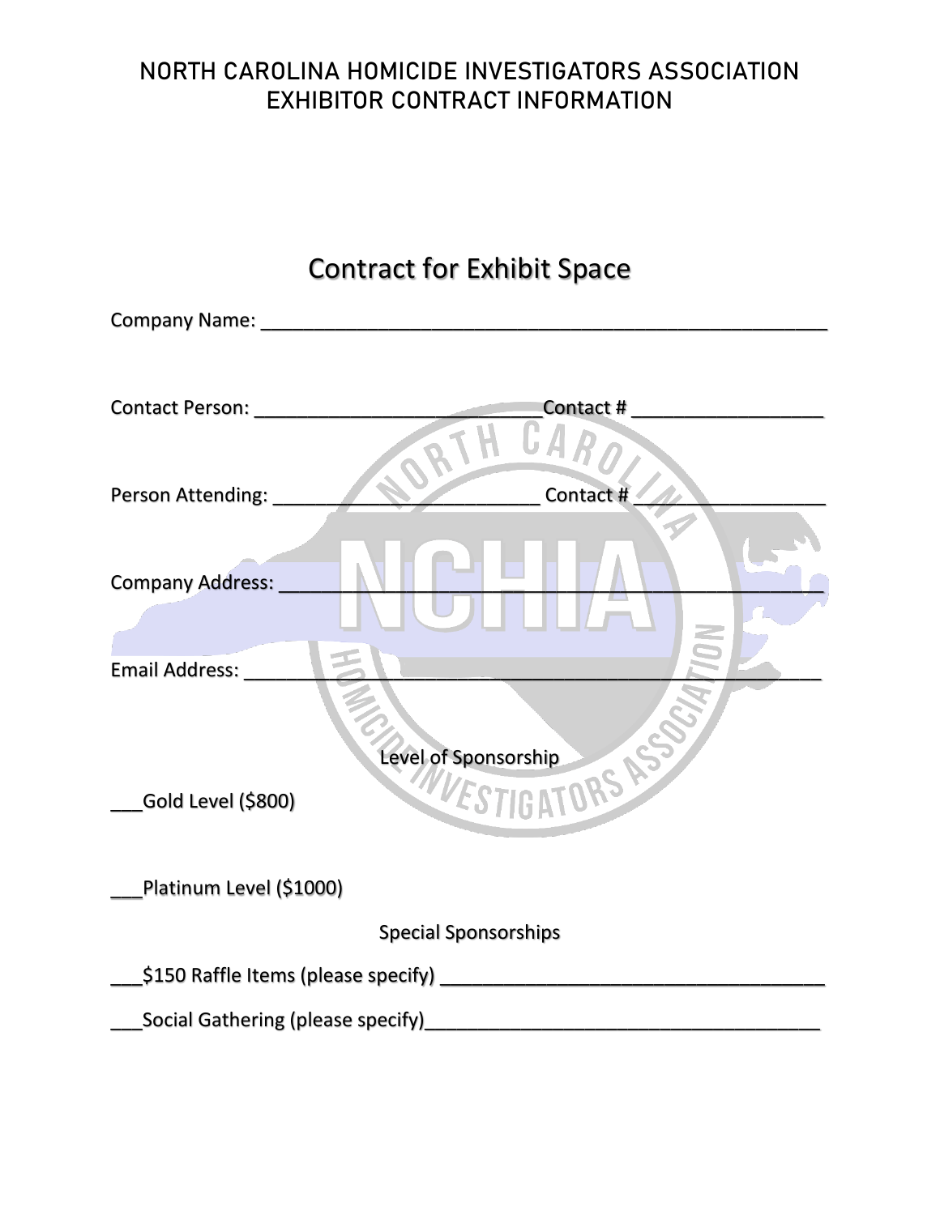NORTH CAROLINA HOMICIDE INVESTIGATORS ASSOCIATION
EXHIBITOR CONTRACT INFORMATION

# Contract for Exhibit Space

Company Name: ________________________________________________________

Contact Person: ____________________________Contact # ___________________

Person Attending: __________________________ Contact # ___________________

Company Address: ______________________________________________________

Email Address: _________________________________________________________

Level of Sponsorship

___Gold Level ($800)

___Platinum Level ($1000)

Special Sponsorships

___$150 Raffle Items (please specify) ______________________________________

___Social Gathering (please specify)_______________________________________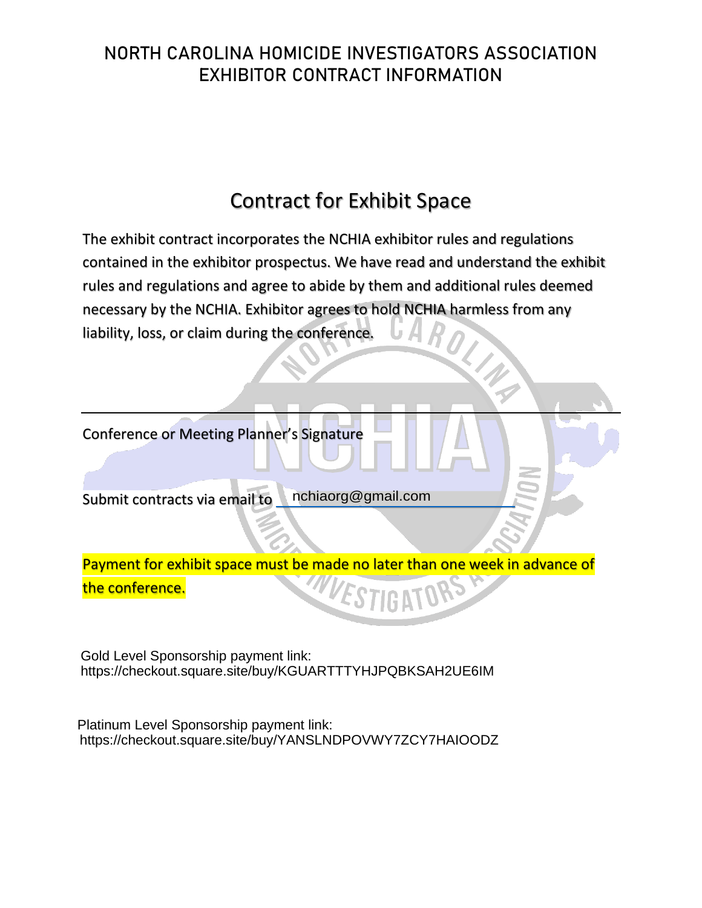# NORTH CAROLINA HOMICIDE INVESTIGATORS ASSOCIATION EXHIBITOR CONTRACT INFORMATION

## Contract for Exhibit Space

The exhibit contract incorporates the NCHIA exhibitor rules and regulations contained in the exhibitor prospectus. We have read and understand the exhibit rules and regulations and agree to abide by them and additional rules deemed necessary by the NCHIA. Exhibitor agrees to hold NCHIA harmless from any liability, loss, or claim during the conference.

______________________________________________

Conference or Meeting Planner's Signature

Submit contracts via email to nchiaorg@gmail.com

Payment for exhibit space must be made no later than one week in advance of the conference.

Gold Level Sponsorship payment link:
https://checkout.square.site/buy/KGUARTTTYHJPQBKSAH2UE6IM

Platinum Level Sponsorship payment link:
https://checkout.square.site/buy/YANSLNDPOVWY7ZCY7HAIOODZ